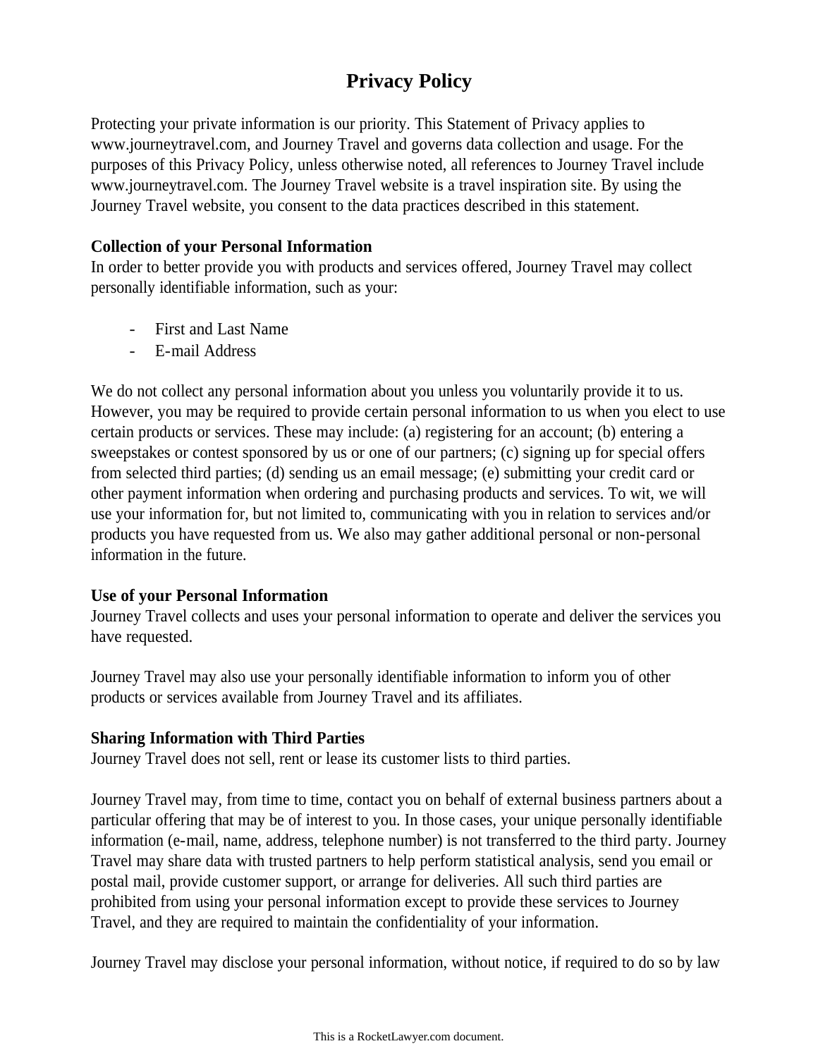# Privacy Policy

Protecting your private information is our priority. This Statement of Privacy applies to www.journeytravel.com, and Journey Travel and governs data collection and usage. For the purposes of this Privacy Policy, unless otherwise noted, all references to Journey Travel include www.journeytravel.com. The Journey Travel website is a travel inspiration site. By using the Journey Travel website, you consent to the data practices described in this statement.

**Collection of your Personal Information**
In order to better provide you with products and services offered, Journey Travel may collect personally identifiable information, such as your:

- First and Last Name
- E-mail Address

We do not collect any personal information about you unless you voluntarily provide it to us. However, you may be required to provide certain personal information to us when you elect to use certain products or services. These may include: (a) registering for an account; (b) entering a sweepstakes or contest sponsored by us or one of our partners; (c) signing up for special offers from selected third parties; (d) sending us an email message; (e) submitting your credit card or other payment information when ordering and purchasing products and services. To wit, we will use your information for, but not limited to, communicating with you in relation to services and/or products you have requested from us. We also may gather additional personal or non-personal information in the future.

**Use of your Personal Information**
Journey Travel collects and uses your personal information to operate and deliver the services you have requested.

Journey Travel may also use your personally identifiable information to inform you of other products or services available from Journey Travel and its affiliates.

**Sharing Information with Third Parties**
Journey Travel does not sell, rent or lease its customer lists to third parties.

Journey Travel may, from time to time, contact you on behalf of external business partners about a particular offering that may be of interest to you. In those cases, your unique personally identifiable information (e-mail, name, address, telephone number) is not transferred to the third party. Journey Travel may share data with trusted partners to help perform statistical analysis, send you email or postal mail, provide customer support, or arrange for deliveries. All such third parties are prohibited from using your personal information except to provide these services to Journey Travel, and they are required to maintain the confidentiality of your information.

Journey Travel may disclose your personal information, without notice, if required to do so by law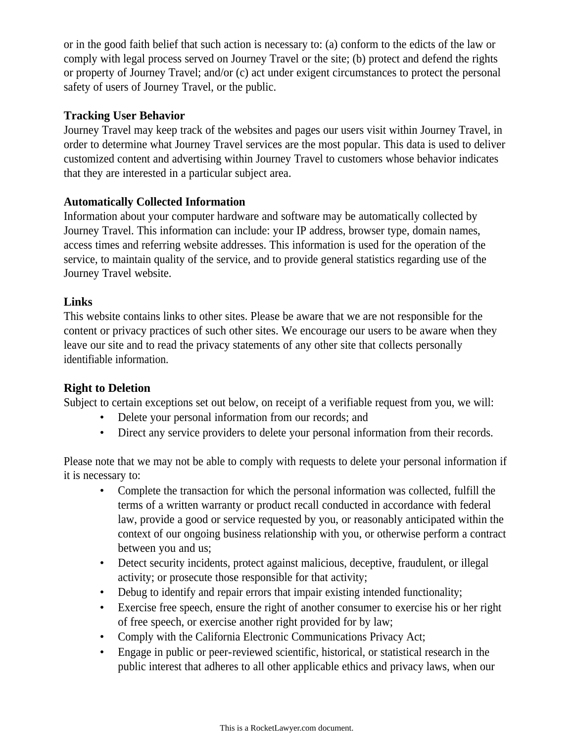or in the good faith belief that such action is necessary to: (a) conform to the edicts of the law or comply with legal process served on Journey Travel or the site; (b) protect and defend the rights or property of Journey Travel; and/or (c) act under exigent circumstances to protect the personal safety of users of Journey Travel, or the public.

**Tracking User Behavior**
Journey Travel may keep track of the websites and pages our users visit within Journey Travel, in order to determine what Journey Travel services are the most popular. This data is used to deliver customized content and advertising within Journey Travel to customers whose behavior indicates that they are interested in a particular subject area.

**Automatically Collected Information**
Information about your computer hardware and software may be automatically collected by Journey Travel. This information can include: your IP address, browser type, domain names, access times and referring website addresses. This information is used for the operation of the service, to maintain quality of the service, and to provide general statistics regarding use of the Journey Travel website.

**Links**
This website contains links to other sites. Please be aware that we are not responsible for the content or privacy practices of such other sites. We encourage our users to be aware when they leave our site and to read the privacy statements of any other site that collects personally identifiable information.

**Right to Deletion**
Subject to certain exceptions set out below, on receipt of a verifiable request from you, we will:

- Delete your personal information from our records; and
- Direct any service providers to delete your personal information from their records.

Please note that we may not be able to comply with requests to delete your personal information if it is necessary to:

- Complete the transaction for which the personal information was collected, fulfill the terms of a written warranty or product recall conducted in accordance with federal law, provide a good or service requested by you, or reasonably anticipated within the context of our ongoing business relationship with you, or otherwise perform a contract between you and us;
- Detect security incidents, protect against malicious, deceptive, fraudulent, or illegal activity; or prosecute those responsible for that activity;
- Debug to identify and repair errors that impair existing intended functionality;
- Exercise free speech, ensure the right of another consumer to exercise his or her right of free speech, or exercise another right provided for by law;
- Comply with the California Electronic Communications Privacy Act;
- Engage in public or peer-reviewed scientific, historical, or statistical research in the public interest that adheres to all other applicable ethics and privacy laws, when our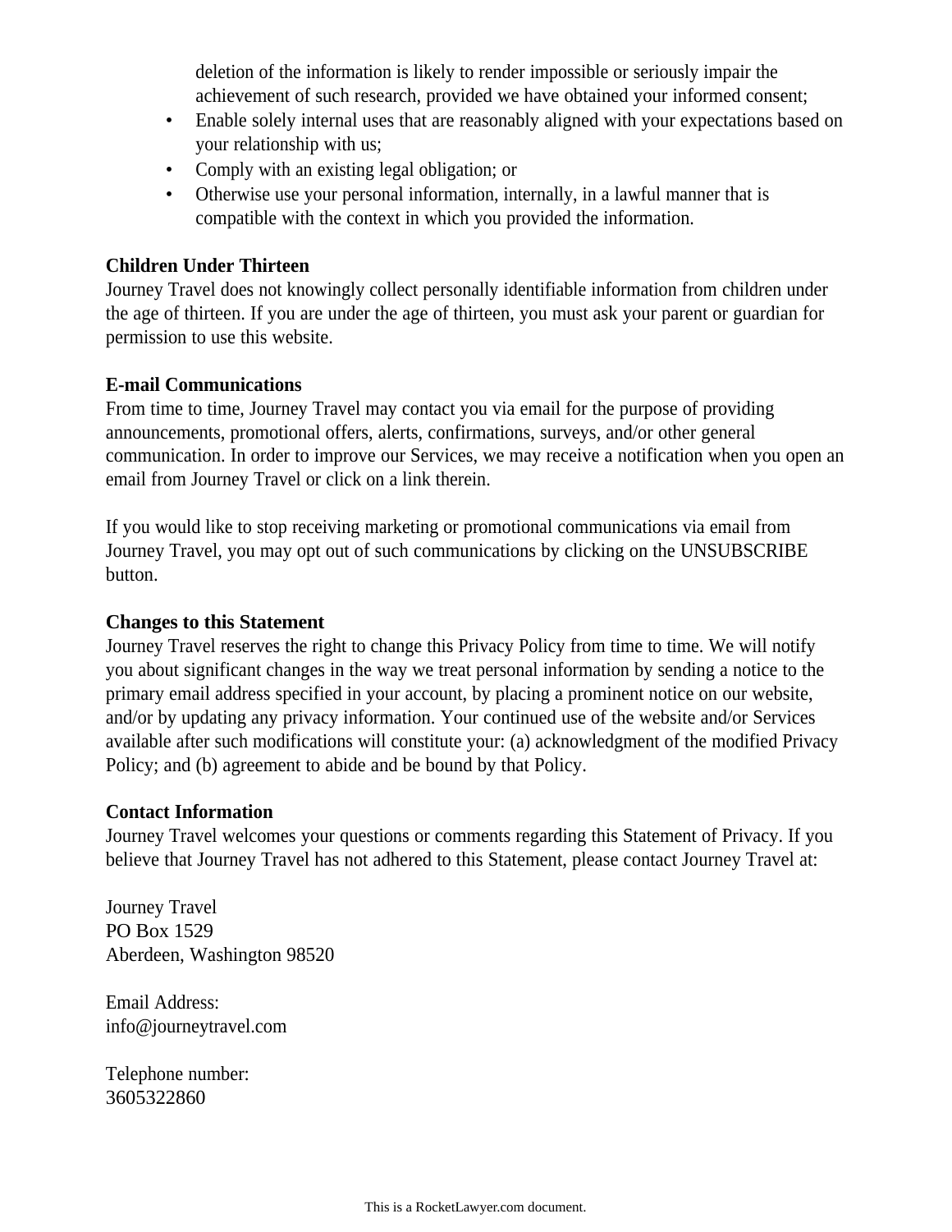deletion of the information is likely to render impossible or seriously impair the achievement of such research, provided we have obtained your informed consent;
- Enable solely internal uses that are reasonably aligned with your expectations based on your relationship with us;
- Comply with an existing legal obligation; or
- Otherwise use your personal information, internally, in a lawful manner that is compatible with the context in which you provided the information.

**Children Under Thirteen**
Journey Travel does not knowingly collect personally identifiable information from children under the age of thirteen. If you are under the age of thirteen, you must ask your parent or guardian for permission to use this website.

**E-mail Communications**
From time to time, Journey Travel may contact you via email for the purpose of providing announcements, promotional offers, alerts, confirmations, surveys, and/or other general communication. In order to improve our Services, we may receive a notification when you open an email from Journey Travel or click on a link therein.

If you would like to stop receiving marketing or promotional communications via email from Journey Travel, you may opt out of such communications by clicking on the UNSUBSCRIBE button.

**Changes to this Statement**
Journey Travel reserves the right to change this Privacy Policy from time to time. We will notify you about significant changes in the way we treat personal information by sending a notice to the primary email address specified in your account, by placing a prominent notice on our website, and/or by updating any privacy information. Your continued use of the website and/or Services available after such modifications will constitute your: (a) acknowledgment of the modified Privacy Policy; and (b) agreement to abide and be bound by that Policy.

**Contact Information**
Journey Travel welcomes your questions or comments regarding this Statement of Privacy. If you believe that Journey Travel has not adhered to this Statement, please contact Journey Travel at:

Journey Travel
PO Box 1529
Aberdeen, Washington 98520

Email Address:
info@journeytravel.com

Telephone number:
3605322860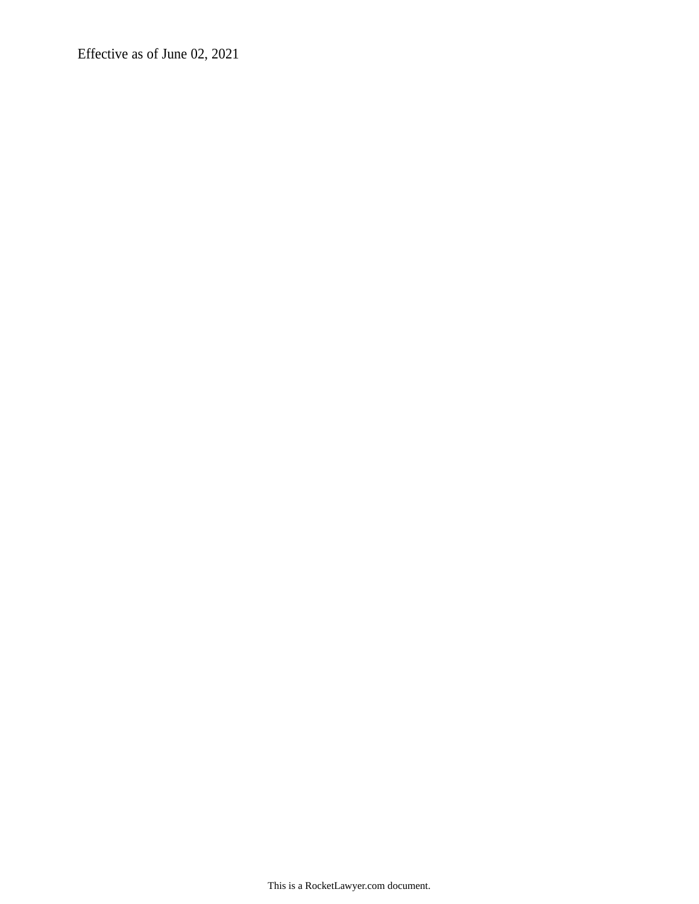Effective as of June 02, 2021

This is a RocketLawyer.com document.